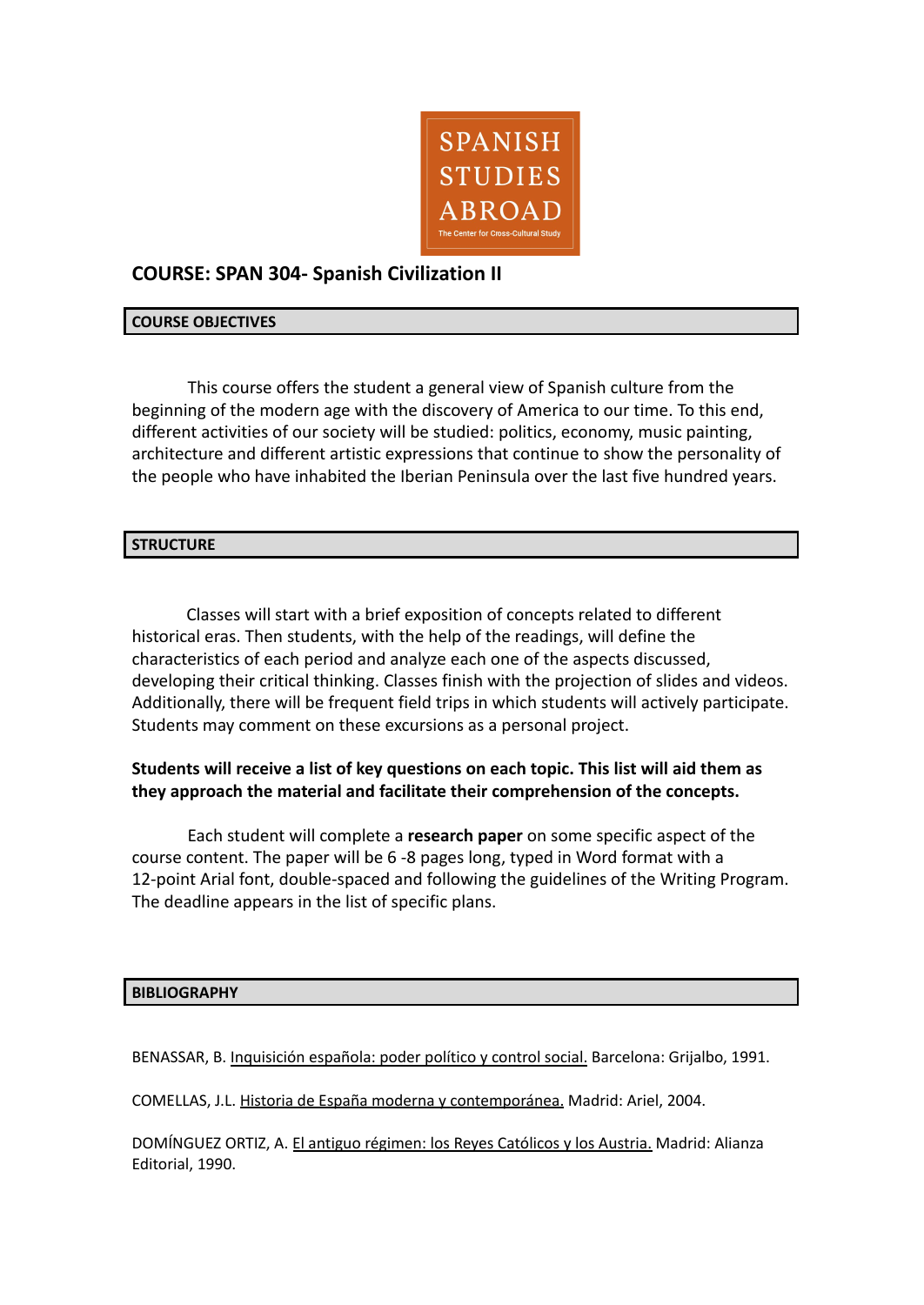SPANISH STUDIES ABROAD

The Center for Cross-Cultural Study

## COURSE: SPAN 304- Spanish Civilization II

### COURSE OBJECTIVES

This course offers the student a general view of Spanish culture from the beginning of the modern age with the discovery of America to our time. To this end, different activities of our society will be studied: politics, economy, music painting, architecture and different artistic expressions that continue to show the personality of the people who have inhabited the Iberian Peninsula over the last five hundred years.

### STRUCTURE

Classes will start with a brief exposition of concepts related to different historical eras. Then students, with the help of the readings, will define the characteristics of each period and analyze each one of the aspects discussed, developing their critical thinking. Classes finish with the projection of slides and videos. Additionally, there will be frequent field trips in which students will actively participate. Students may comment on these excursions as a personal project.

**Students will receive a list of key questions on each topic. This list will aid them as they approach the material and facilitate their comprehension of the concepts.**

Each student will complete a **research paper** on some specific aspect of the course content. The paper will be 6 -8 pages long, typed in Word format with a 12-point Arial font, double-spaced and following the guidelines of the Writing Program. The deadline appears in the list of specific plans.

### BIBLIOGRAPHY

BENASSAR, B. Inquisición española: poder político y control social. Barcelona: Grijalbo, 1991.

COMELLAS, J.L. Historia de España moderna y contemporánea. Madrid: Ariel, 2004.

DOMÍNGUEZ ORTIZ, A. El antiguo régimen: los Reyes Católicos y los Austria. Madrid: Alianza Editorial, 1990.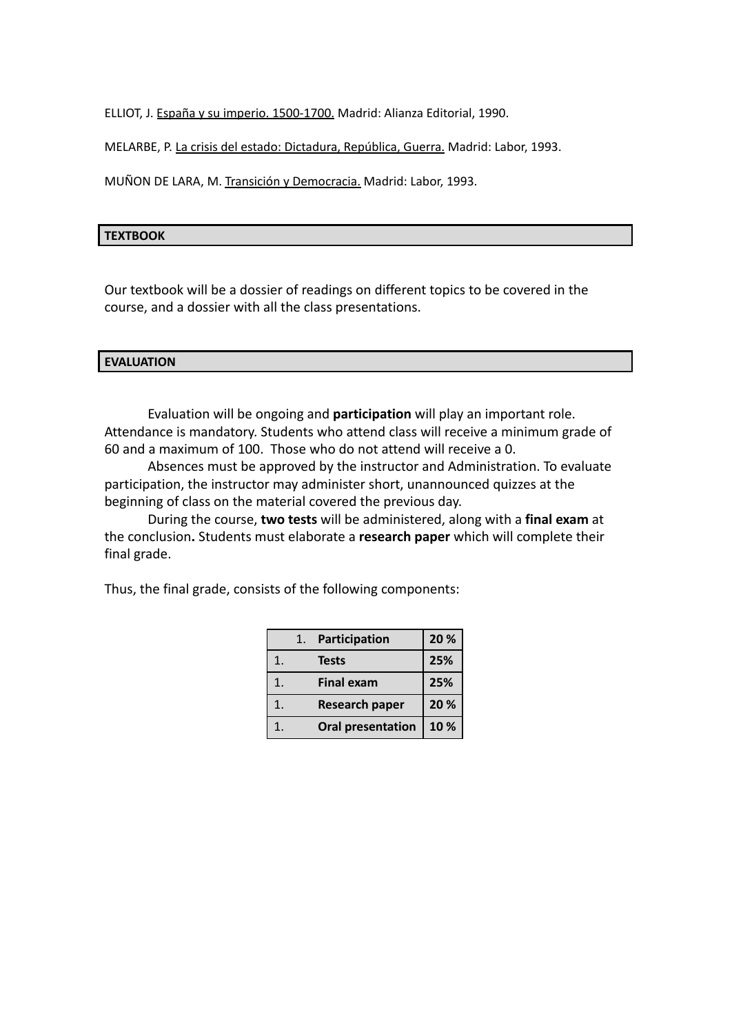ELLIOT, J. España y su imperio. 1500-1700. Madrid: Alianza Editorial, 1990.

MELARBE, P. La crisis del estado: Dictadura, República, Guerra. Madrid: Labor, 1993.

MUÑON DE LARA, M. Transición y Democracia. Madrid: Labor, 1993.

## TEXTBOOK

Our textbook will be a dossier of readings on different topics to be covered in the course, and a dossier with all the class presentations.

## EVALUATION

Evaluation will be ongoing and **participation** will play an important role. Attendance is mandatory. Students who attend class will receive a minimum grade of 60 and a maximum of 100. Those who do not attend will receive a 0.

Absences must be approved by the instructor and Administration. To evaluate participation, the instructor may administer short, unannounced quizzes at the beginning of class on the material covered the previous day.

During the course, **two tests** will be administered, along with a **final exam** at the conclusion**.** Students must elaborate a **research paper** which will complete their final grade.

Thus, the final grade, consists of the following components:

| | | |
|---|---|---|
| 1. | **Participation** | **20 %** |
| 1. | **Tests** | **25%** |
| 1. | **Final exam** | **25%** |
| 1. | **Research paper** | **20 %** |
| 1. | **Oral presentation** | **10 %** |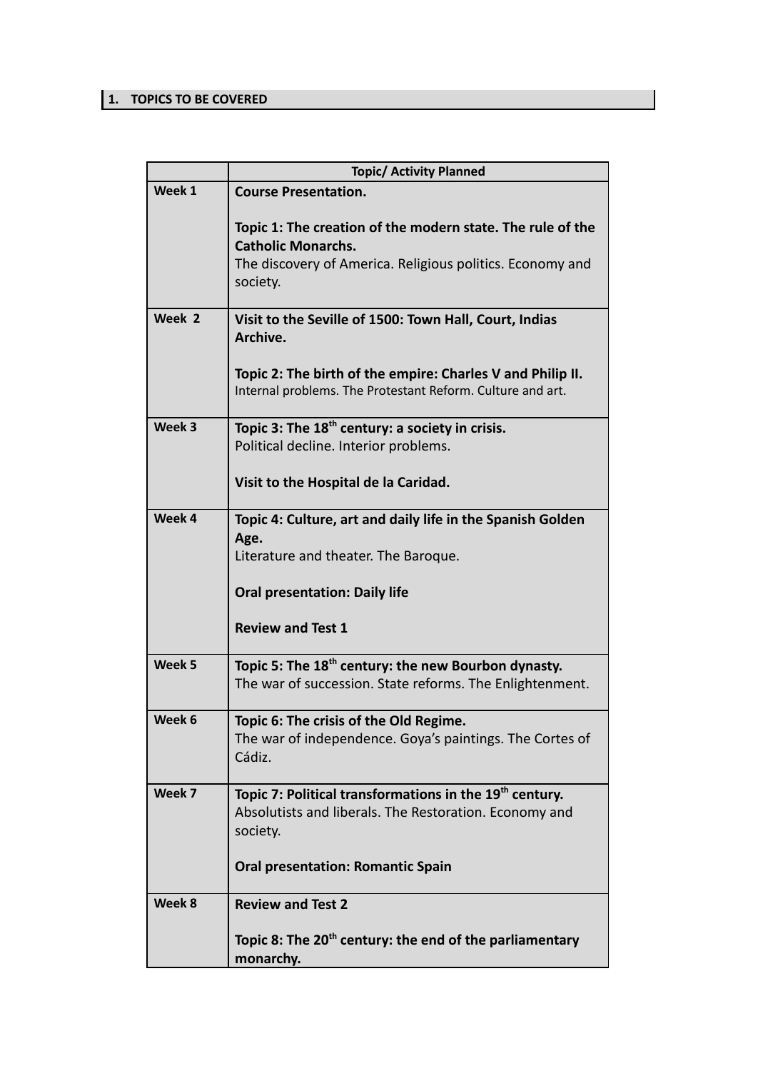## 1. TOPICS TO BE COVERED

| | Topic/ Activity Planned |
|---|---|
| **Week 1** | **Course Presentation.**<br><br>**Topic 1: The creation of the modern state. The rule of the Catholic Monarchs.**<br>The discovery of America. Religious politics. Economy and society. |
| **Week 2** | **Visit to the Seville of 1500: Town Hall, Court, Indias Archive.**<br><br>**Topic 2: The birth of the empire: Charles V and Philip II.**<br>Internal problems. The Protestant Reform. Culture and art. |
| **Week 3** | **Topic 3: The 18th century: a society in crisis.**<br>Political decline. Interior problems.<br><br>**Visit to the Hospital de la Caridad.** |
| **Week 4** | **Topic 4: Culture, art and daily life in the Spanish Golden Age.**<br>Literature and theater. The Baroque.<br><br>**Oral presentation: Daily life**<br><br>**Review and Test 1** |
| **Week 5** | **Topic 5: The 18th century: the new Bourbon dynasty.**<br>The war of succession. State reforms. The Enlightenment. |
| **Week 6** | **Topic 6: The crisis of the Old Regime.**<br>The war of independence. Goya's paintings. The Cortes of Cádiz. |
| **Week 7** | **Topic 7: Political transformations in the 19th century.**<br>Absolutists and liberals. The Restoration. Economy and society.<br><br>**Oral presentation: Romantic Spain** |
| **Week 8** | **Review and Test 2**<br><br>**Topic 8: The 20th century: the end of the parliamentary monarchy.** |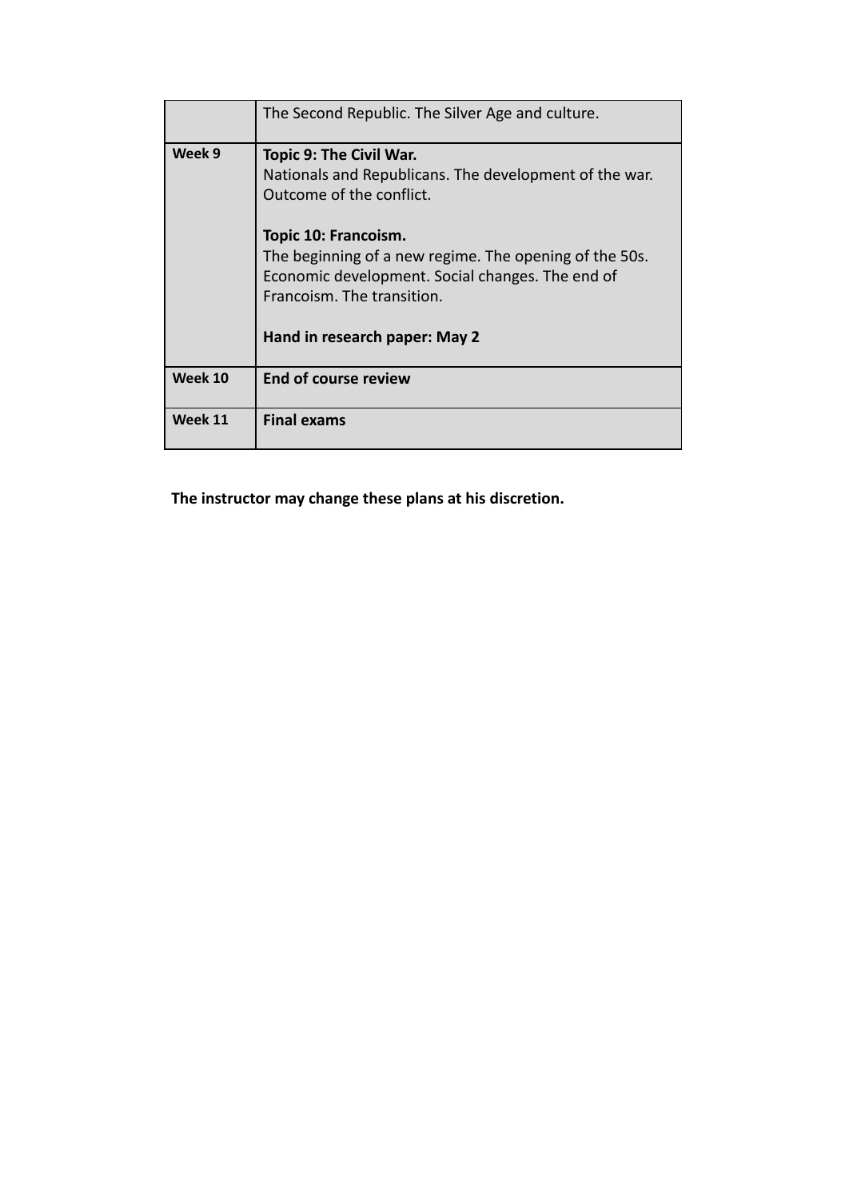| | |
|---|---|
| | The Second Republic. The Silver Age and culture. |
| **Week 9** | **Topic 9: The Civil War.**<br>Nationals and Republicans. The development of the war. Outcome of the conflict.<br><br>**Topic 10: Francoism.**<br>The beginning of a new regime. The opening of the 50s. Economic development. Social changes. The end of Francoism. The transition.<br><br>**Hand in research paper: May 2** |
| **Week 10** | **End of course review** |
| **Week 11** | **Final exams** |

**The instructor may change these plans at his discretion.**